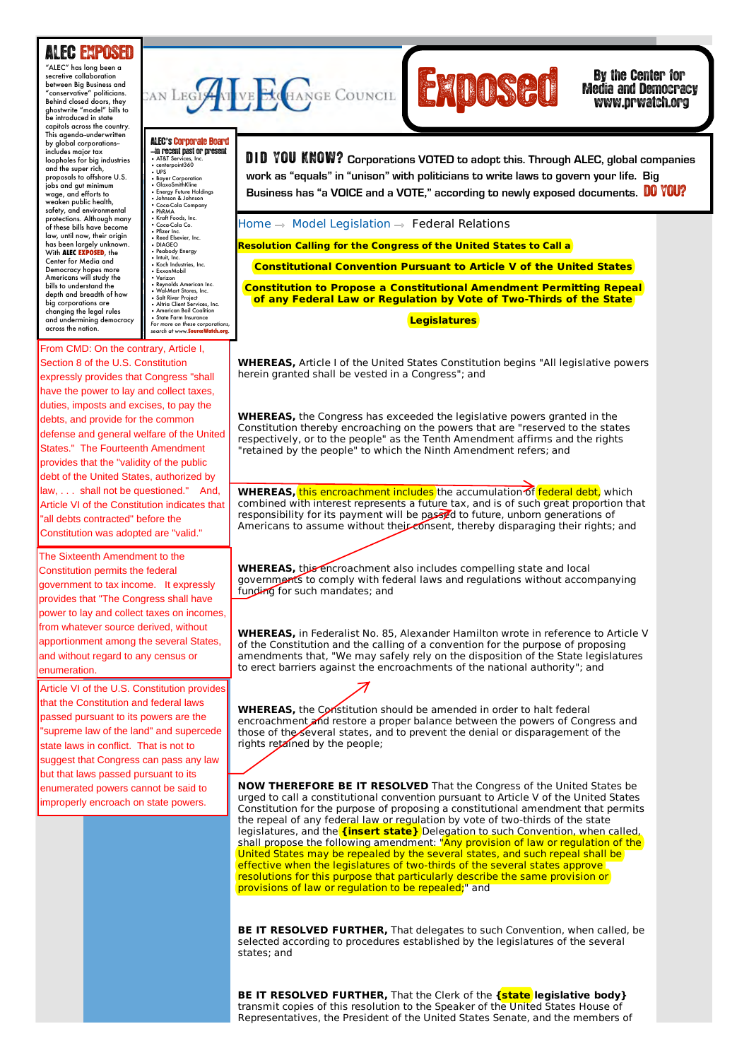# ALEC EXPOSED

"ALEC" has long been a secretive collaboration between Big Business and "conservative" politicians. Behind closed doors, they ghostwrite "model" bills to be introduced in state capitols across the country. This agenda–underwritten by global corporations–includes major tax loopholes for big industries and the super rich, proposals to offshore U.S. jobs and gut minimum wage, and efforts to weaken public health, safety, and environmental protections. Although many of these bills have become law, until now, their origin has been largely unknown. With **ALEC EXPOSED**, the Center for Media and Democracy hopes more Americans will study the bills to understand the depth and breadth of how big corporations are changing the legal rules and undermining democracy across the nation.

**ALEC's Corporate Board**
**–in recent past or present**

- AT&T Services, Inc.
- centerpoint360
- UPS
- Bayer Corporation
- GlaxoSmithKline
- Energy Future Holdings
- Johnson & Johnson
- Coca-Cola Company
- PhRMA
- Kraft Foods, Inc.
- Coca-Cola Co.
- Pfizer Inc.
- Reed Elsevier, Inc.
- DIAGEO
- Peabody Energy
- Intuit, Inc.
- Koch Industries, Inc.
- ExxonMobil
- Verizon
- Reynolds American Inc.
- Wal-Mart Stores, Inc.
- Salt River Project
- Altria Client Services, Inc.
- American Bail Coalition
- State Farm Insurance

*For more on these corporations, search at www.SourceWatch.org.*

AMERICAN LEGISLATIVE EXCHANGE COUNCIL

**Exposed**

**By the Center for Media and Democracy www.prwatch.org**

**DID YOU KNOW?** Corporations VOTED to adopt this. Through ALEC, global companies work as "equals" in "unison" with politicians to write laws to govern your life. Big Business has "a VOICE and a VOTE," according to newly exposed documents. **DO YOU?**

Home → Model Legislation → Federal Relations

## Resolution Calling for the Congress of the United States to Call a Constitutional Convention Pursuant to Article V of the United States Constitution to Propose a Constitutional Amendment Permitting Repeal of any Federal Law or Regulation by Vote of Two-Thirds of the State Legislatures

From CMD: On the contrary, Article I, Section 8 of the U.S. Constitution expressly provides that Congress "shall have the power to lay and collect taxes, duties, imposts and excises, to pay the debts, and provide for the common defense and general welfare of the United States." The Fourteenth Amendment provides that the "validity of the public debt of the United States, authorized by law, . . . shall not be questioned." And, Article VI of the Constitution indicates that "all debts contracted" before the Constitution was adopted are "valid."

The Sixteenth Amendment to the Constitution permits the federal government to tax income. It expressly provides that "The Congress shall have power to lay and collect taxes on incomes, from whatever source derived, without apportionment among the several States, and without regard to any census or enumeration.

Article VI of the U.S. Constitution provides that the Constitution and federal laws passed pursuant to its are the "supreme law of the land" and supercede state laws in conflict. That is not to suggest that Congress can pass any law but that laws passed pursuant to its enumerated powers cannot be said to improperly encroach on state powers.

**WHEREAS,** Article I of the United States Constitution begins "All legislative powers herein granted shall be vested in a Congress"; and

**WHEREAS,** the Congress has exceeded the legislative powers granted in the Constitution thereby encroaching on the powers that are "reserved to the states respectively, or to the people" as the Tenth Amendment affirms and the rights "retained by the people" to which the Ninth Amendment refers; and

**WHEREAS,** this encroachment includes the accumulation of federal debt, which combined with interest represents a future tax, and is of such great proportion that responsibility for its payment will be passed to future, unborn generations of Americans to assume without their consent, thereby disparaging their rights; and

**WHEREAS,** this encroachment also includes compelling state and local governments to comply with federal laws and regulations without accompanying funding for such mandates; and

**WHEREAS,** in Federalist No. 85, Alexander Hamilton wrote in reference to Article V of the Constitution and the calling of a convention for the purpose of proposing amendments that, "We may safely rely on the disposition of the State legislatures to erect barriers against the encroachments of the national authority"; and

**WHEREAS,** the Constitution should be amended in order to halt federal encroachment and restore a proper balance between the powers of Congress and those of the several states, and to prevent the denial or disparagement of the rights retained by the people;

**NOW THEREFORE BE IT RESOLVED** That the Congress of the United States be urged to call a constitutional convention pursuant to Article V of the United States Constitution for the purpose of proposing a constitutional amendment that permits the repeal of any federal law or regulation by vote of two-thirds of the state legislatures, and the **{insert state}** Delegation to such Convention, when called, shall propose the following amendment: "Any provision of law or regulation of the United States may be repealed by the several states, and such repeal shall be effective when the legislatures of two-thirds of the several states approve resolutions for this purpose that particularly describe the same provision or provisions of law or regulation to be repealed;" and

**BE IT RESOLVED FURTHER,** That delegates to such Convention, when called, be selected according to procedures established by the legislatures of the several states; and

**BE IT RESOLVED FURTHER,** That the Clerk of the **{state legislative body}** transmit copies of this resolution to the Speaker of the United States House of Representatives, the President of the United States Senate, and the members of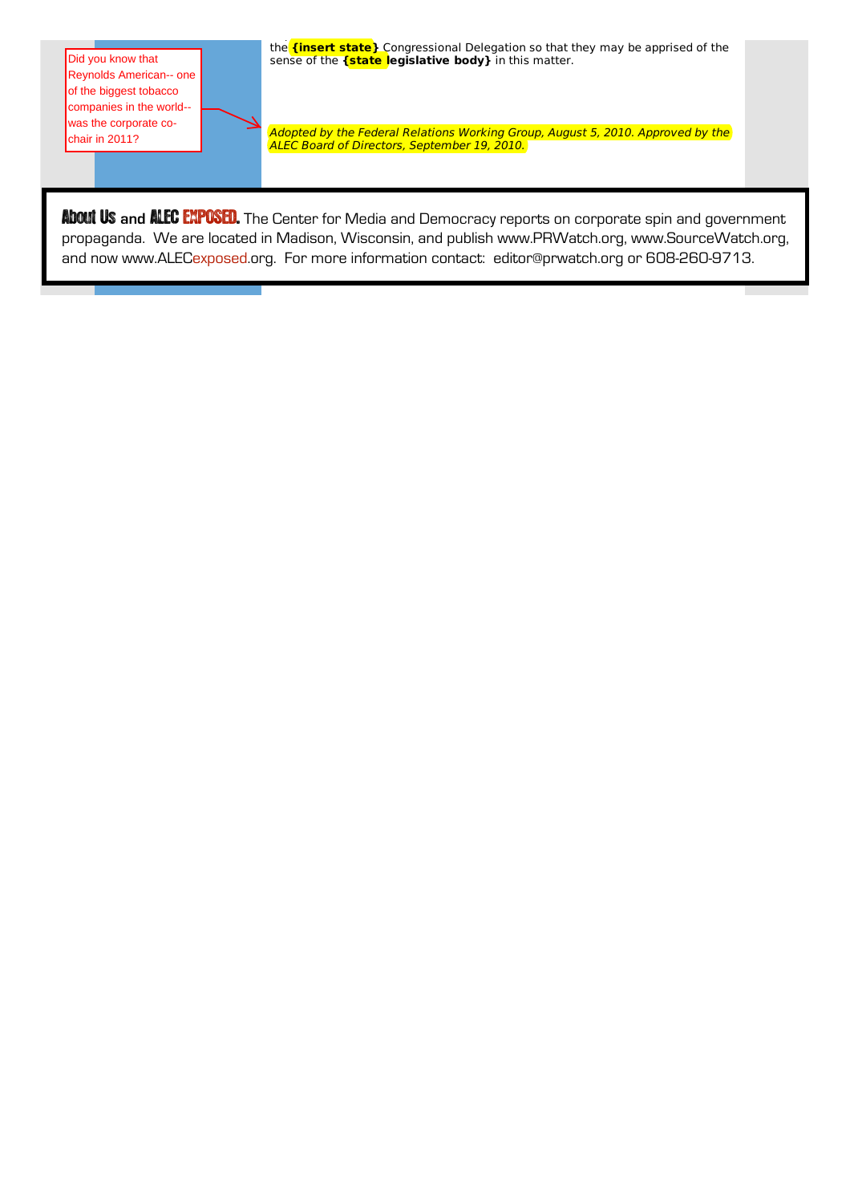Did you know that Reynolds American-- one of the biggest tobacco companies in the world-- was the corporate co-chair in 2011?

the **{insert state}** Congressional Delegation so that they may be apprised of the sense of the **{state legislative body}** in this matter.

*Adopted by the Federal Relations Working Group, August 5, 2010. Approved by the ALEC Board of Directors, September 19, 2010.*

**About Us and ALEC EXPOSED.** The Center for Media and Democracy reports on corporate spin and government propaganda. We are located in Madison, Wisconsin, and publish www.PRWatch.org, www.SourceWatch.org, and now www.ALECexposed.org. For more information contact: editor@prwatch.org or 608-260-9713.